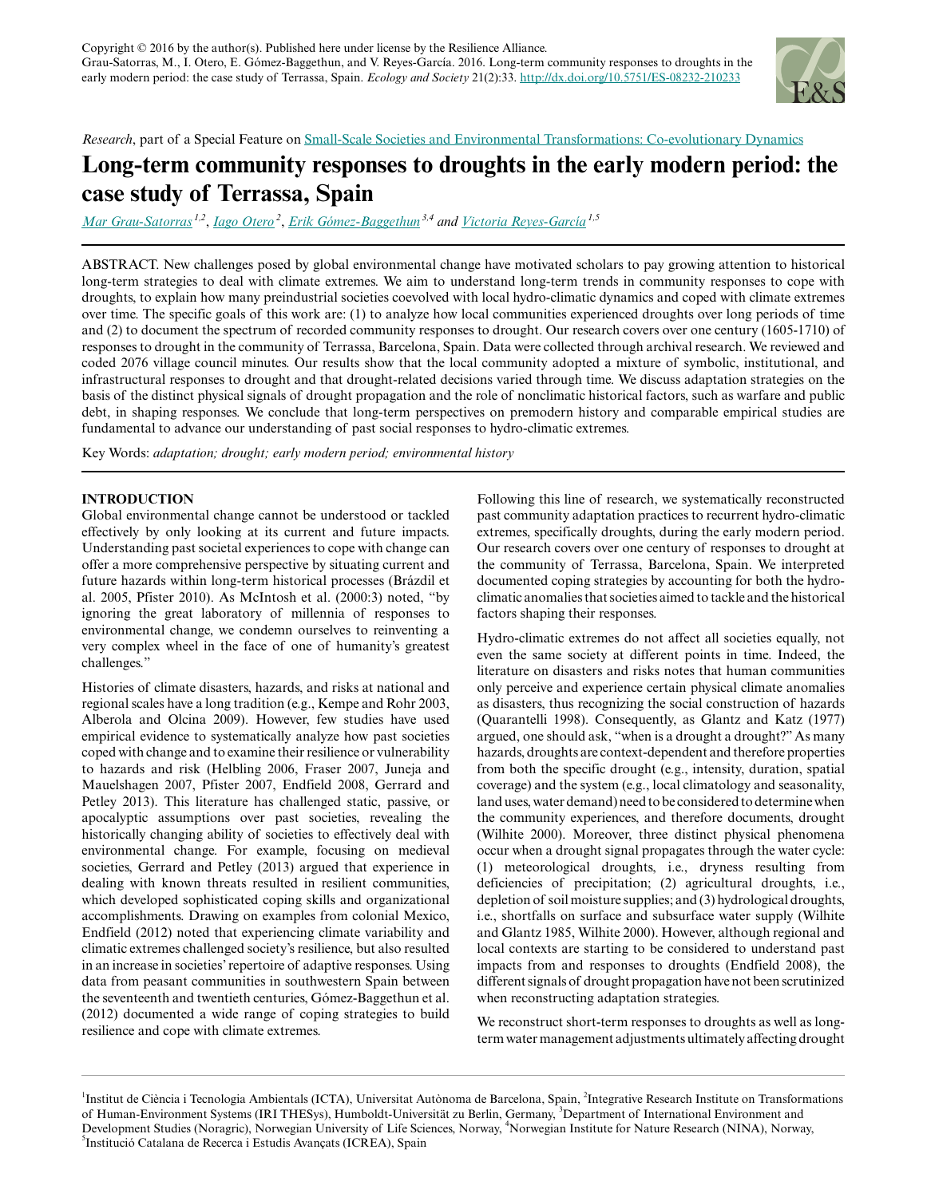Copyright © 2016 by the author(s). Published here under license by the Resilience Alliance.
Grau-Satorras, M., I. Otero, E. Gómez-Baggethun, and V. Reyes-García. 2016. Long-term community responses to droughts in the early modern period: the case study of Terrassa, Spain. *Ecology and Society* 21(2):33. http://dx.doi.org/10.5751/ES-08232-210233

*Research*, part of a Special Feature on Small-Scale Societies and Environmental Transformations: Co-evolutionary Dynamics

# Long-term community responses to droughts in the early modern period: the case study of Terrassa, Spain

*Mar Grau-Satorras* [1,2], *Iago Otero* [2], *Erik Gómez-Baggethun* [3,4] and *Victoria Reyes-García* [1,5]

ABSTRACT. New challenges posed by global environmental change have motivated scholars to pay growing attention to historical long-term strategies to deal with climate extremes. We aim to understand long-term trends in community responses to cope with droughts, to explain how many preindustrial societies coevolved with local hydro-climatic dynamics and coped with climate extremes over time. The specific goals of this work are: (1) to analyze how local communities experienced droughts over long periods of time and (2) to document the spectrum of recorded community responses to drought. Our research covers over one century (1605-1710) of responses to drought in the community of Terrassa, Barcelona, Spain. Data were collected through archival research. We reviewed and coded 2076 village council minutes. Our results show that the local community adopted a mixture of symbolic, institutional, and infrastructural responses to drought and that drought-related decisions varied through time. We discuss adaptation strategies on the basis of the distinct physical signals of drought propagation and the role of nonclimatic historical factors, such as warfare and public debt, in shaping responses. We conclude that long-term perspectives on premodern history and comparable empirical studies are fundamental to advance our understanding of past social responses to hydro-climatic extremes.

Key Words: *adaptation; drought; early modern period; environmental history*

## INTRODUCTION

Global environmental change cannot be understood or tackled effectively by only looking at its current and future impacts. Understanding past societal experiences to cope with change can offer a more comprehensive perspective by situating current and future hazards within long-term historical processes (Brázdil et al. 2005, Pfister 2010). As McIntosh et al. (2000:3) noted, "by ignoring the great laboratory of millennia of responses to environmental change, we condemn ourselves to reinventing a very complex wheel in the face of one of humanity's greatest challenges."

Histories of climate disasters, hazards, and risks at national and regional scales have a long tradition (e.g., Kempe and Rohr 2003, Alberola and Olcina 2009). However, few studies have used empirical evidence to systematically analyze how past societies coped with change and to examine their resilience or vulnerability to hazards and risk (Helbling 2006, Fraser 2007, Juneja and Mauelshagen 2007, Pfister 2007, Endfield 2008, Gerrard and Petley 2013). This literature has challenged static, passive, or apocalyptic assumptions over past societies, revealing the historically changing ability of societies to effectively deal with environmental change. For example, focusing on medieval societies, Gerrard and Petley (2013) argued that experience in dealing with known threats resulted in resilient communities, which developed sophisticated coping skills and organizational accomplishments. Drawing on examples from colonial Mexico, Endfield (2012) noted that experiencing climate variability and climatic extremes challenged society's resilience, but also resulted in an increase in societies' repertoire of adaptive responses. Using data from peasant communities in southwestern Spain between the seventeenth and twentieth centuries, Gómez-Baggethun et al. (2012) documented a wide range of coping strategies to build resilience and cope with climate extremes.

Following this line of research, we systematically reconstructed past community adaptation practices to recurrent hydro-climatic extremes, specifically droughts, during the early modern period. Our research covers over one century of responses to drought at the community of Terrassa, Barcelona, Spain. We interpreted documented coping strategies by accounting for both the hydro-climatic anomalies that societies aimed to tackle and the historical factors shaping their responses.

Hydro-climatic extremes do not affect all societies equally, not even the same society at different points in time. Indeed, the literature on disasters and risks notes that human communities only perceive and experience certain physical climate anomalies as disasters, thus recognizing the social construction of hazards (Quarantelli 1998). Consequently, as Glantz and Katz (1977) argued, one should ask, "when is a drought a drought?" As many hazards, droughts are context-dependent and therefore properties from both the specific drought (e.g., intensity, duration, spatial coverage) and the system (e.g., local climatology and seasonality, land uses, water demand) need to be considered to determine when the community experiences, and therefore documents, drought (Wilhite 2000). Moreover, three distinct physical phenomena occur when a drought signal propagates through the water cycle: (1) meteorological droughts, i.e., dryness resulting from deficiencies of precipitation; (2) agricultural droughts, i.e., depletion of soil moisture supplies; and (3) hydrological droughts, i.e., shortfalls on surface and subsurface water supply (Wilhite and Glantz 1985, Wilhite 2000). However, although regional and local contexts are starting to be considered to understand past impacts from and responses to droughts (Endfield 2008), the different signals of drought propagation have not been scrutinized when reconstructing adaptation strategies.

We reconstruct short-term responses to droughts as well as long-term water management adjustments ultimately affecting drought

[1] Institut de Ciència i Tecnologia Ambientals (ICTA), Universitat Autònoma de Barcelona, Spain, [2] Integrative Research Institute on Transformations of Human-Environment Systems (IRI THESys), Humboldt-Universität zu Berlin, Germany, [3] Department of International Environment and Development Studies (Noragric), Norwegian University of Life Sciences, Norway, [4] Norwegian Institute for Nature Research (NINA), Norway, [5] Institució Catalana de Recerca i Estudis Avançats (ICREA), Spain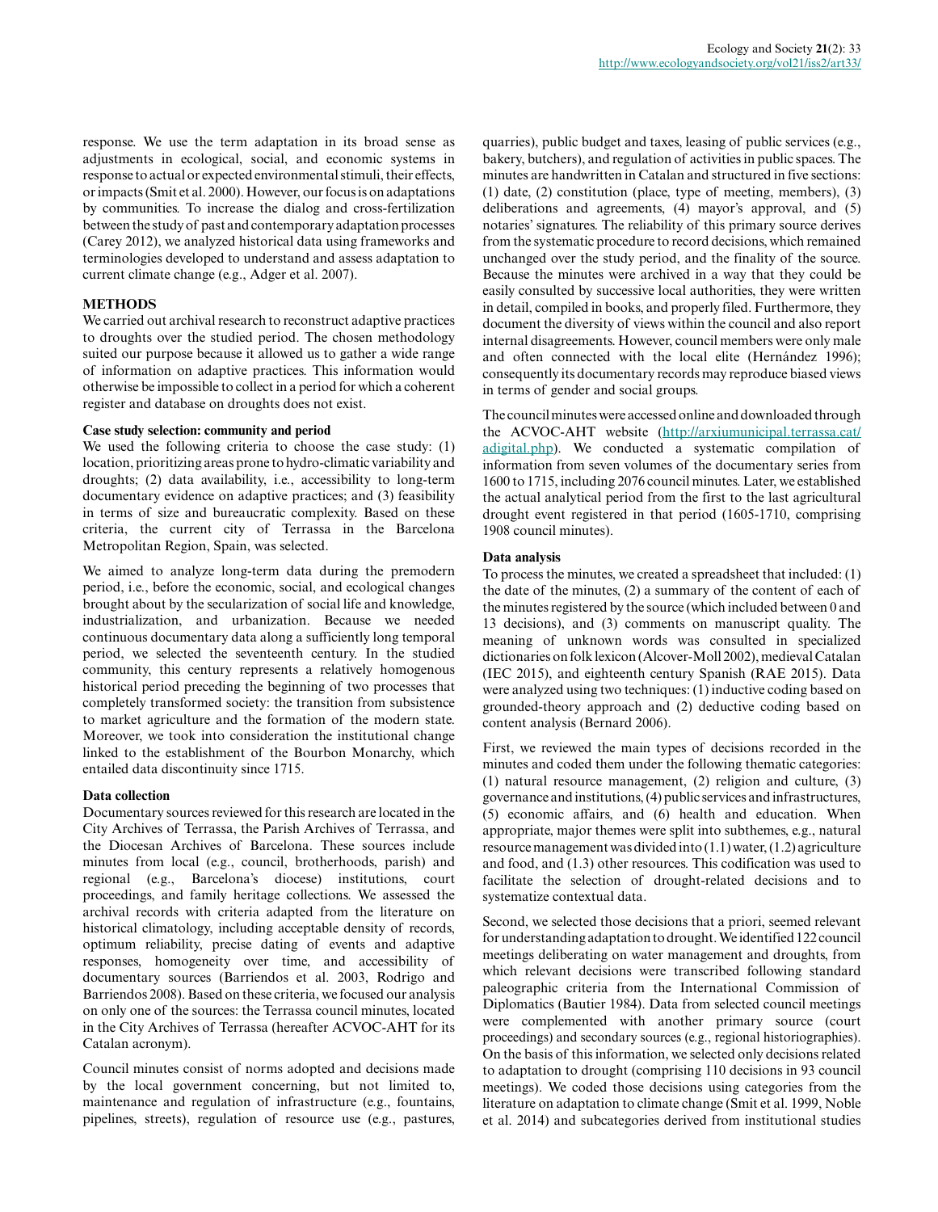response. We use the term adaptation in its broad sense as adjustments in ecological, social, and economic systems in response to actual or expected environmental stimuli, their effects, or impacts (Smit et al. 2000). However, our focus is on adaptations by communities. To increase the dialog and cross-fertilization between the study of past and contemporary adaptation processes (Carey 2012), we analyzed historical data using frameworks and terminologies developed to understand and assess adaptation to current climate change (e.g., Adger et al. 2007).

## METHODS

We carried out archival research to reconstruct adaptive practices to droughts over the studied period. The chosen methodology suited our purpose because it allowed us to gather a wide range of information on adaptive practices. This information would otherwise be impossible to collect in a period for which a coherent register and database on droughts does not exist.

### Case study selection: community and period

We used the following criteria to choose the case study: (1) location, prioritizing areas prone to hydro-climatic variability and droughts; (2) data availability, i.e., accessibility to long-term documentary evidence on adaptive practices; and (3) feasibility in terms of size and bureaucratic complexity. Based on these criteria, the current city of Terrassa in the Barcelona Metropolitan Region, Spain, was selected.

We aimed to analyze long-term data during the premodern period, i.e., before the economic, social, and ecological changes brought about by the secularization of social life and knowledge, industrialization, and urbanization. Because we needed continuous documentary data along a sufficiently long temporal period, we selected the seventeenth century. In the studied community, this century represents a relatively homogenous historical period preceding the beginning of two processes that completely transformed society: the transition from subsistence to market agriculture and the formation of the modern state. Moreover, we took into consideration the institutional change linked to the establishment of the Bourbon Monarchy, which entailed data discontinuity since 1715.

### Data collection

Documentary sources reviewed for this research are located in the City Archives of Terrassa, the Parish Archives of Terrassa, and the Diocesan Archives of Barcelona. These sources include minutes from local (e.g., council, brotherhoods, parish) and regional (e.g., Barcelona's diocese) institutions, court proceedings, and family heritage collections. We assessed the archival records with criteria adapted from the literature on historical climatology, including acceptable density of records, optimum reliability, precise dating of events and adaptive responses, homogeneity over time, and accessibility of documentary sources (Barriendos et al. 2003, Rodrigo and Barriendos 2008). Based on these criteria, we focused our analysis on only one of the sources: the Terrassa council minutes, located in the City Archives of Terrassa (hereafter ACVOC-AHT for its Catalan acronym).

Council minutes consist of norms adopted and decisions made by the local government concerning, but not limited to, maintenance and regulation of infrastructure (e.g., fountains, pipelines, streets), regulation of resource use (e.g., pastures, quarries), public budget and taxes, leasing of public services (e.g., bakery, butchers), and regulation of activities in public spaces. The minutes are handwritten in Catalan and structured in five sections: (1) date, (2) constitution (place, type of meeting, members), (3) deliberations and agreements, (4) mayor's approval, and (5) notaries' signatures. The reliability of this primary source derives from the systematic procedure to record decisions, which remained unchanged over the study period, and the finality of the source. Because the minutes were archived in a way that they could be easily consulted by successive local authorities, they were written in detail, compiled in books, and properly filed. Furthermore, they document the diversity of views within the council and also report internal disagreements. However, council members were only male and often connected with the local elite (Hernández 1996); consequently its documentary records may reproduce biased views in terms of gender and social groups.

The council minutes were accessed online and downloaded through the ACVOC-AHT website (http://arxiumunicipal.terrassa.cat/adigital.php). We conducted a systematic compilation of information from seven volumes of the documentary series from 1600 to 1715, including 2076 council minutes. Later, we established the actual analytical period from the first to the last agricultural drought event registered in that period (1605-1710, comprising 1908 council minutes).

### Data analysis

To process the minutes, we created a spreadsheet that included: (1) the date of the minutes, (2) a summary of the content of each of the minutes registered by the source (which included between 0 and 13 decisions), and (3) comments on manuscript quality. The meaning of unknown words was consulted in specialized dictionaries on folk lexicon (Alcover-Moll 2002), medieval Catalan (IEC 2015), and eighteenth century Spanish (RAE 2015). Data were analyzed using two techniques: (1) inductive coding based on grounded-theory approach and (2) deductive coding based on content analysis (Bernard 2006).

First, we reviewed the main types of decisions recorded in the minutes and coded them under the following thematic categories: (1) natural resource management, (2) religion and culture, (3) governance and institutions, (4) public services and infrastructures, (5) economic affairs, and (6) health and education. When appropriate, major themes were split into subthemes, e.g., natural resource management was divided into (1.1) water, (1.2) agriculture and food, and (1.3) other resources. This codification was used to facilitate the selection of drought-related decisions and to systematize contextual data.

Second, we selected those decisions that a priori, seemed relevant for understanding adaptation to drought. We identified 122 council meetings deliberating on water management and droughts, from which relevant decisions were transcribed following standard paleographic criteria from the International Commission of Diplomatics (Bautier 1984). Data from selected council meetings were complemented with another primary source (court proceedings) and secondary sources (e.g., regional historiographies). On the basis of this information, we selected only decisions related to adaptation to drought (comprising 110 decisions in 93 council meetings). We coded those decisions using categories from the literature on adaptation to climate change (Smit et al. 1999, Noble et al. 2014) and subcategories derived from institutional studies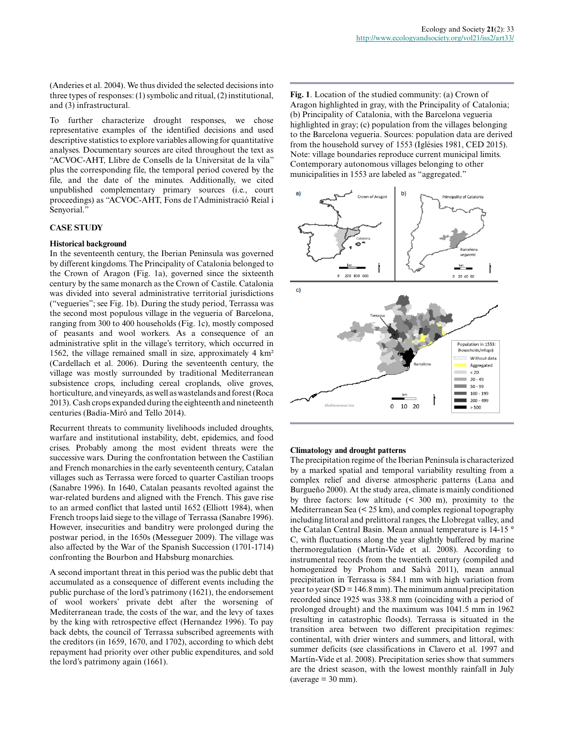(Anderies et al. 2004). We thus divided the selected decisions into three types of responses: (1) symbolic and ritual, (2) institutional, and (3) infrastructural.

To further characterize drought responses, we chose representative examples of the identified decisions and used descriptive statistics to explore variables allowing for quantitative analyses. Documentary sources are cited throughout the text as "ACVOC-AHT, Llibre de Consells de la Universitat de la vila" plus the corresponding file, the temporal period covered by the file, and the date of the minutes. Additionally, we cited unpublished complementary primary sources (i.e., court proceedings) as "ACVOC-AHT, Fons de l'Administració Reial i Senyorial."

## CASE STUDY

### Historical background

In the seventeenth century, the Iberian Peninsula was governed by different kingdoms. The Principality of Catalonia belonged to the Crown of Aragon (Fig. 1a), governed since the sixteenth century by the same monarch as the Crown of Castile. Catalonia was divided into several administrative territorial jurisdictions ("vegueries"; see Fig. 1b). During the study period, Terrassa was the second most populous village in the vegueria of Barcelona, ranging from 300 to 400 households (Fig. 1c), mostly composed of peasants and wool workers. As a consequence of an administrative split in the village's territory, which occurred in 1562, the village remained small in size, approximately 4 km² (Cardellach et al. 2006). During the seventeenth century, the village was mostly surrounded by traditional Mediterranean subsistence crops, including cereal croplands, olive groves, horticulture, and vineyards, as well as wastelands and forest (Roca 2013). Cash crops expanded during the eighteenth and nineteenth centuries (Badia-Miró and Tello 2014).

Recurrent threats to community livelihoods included droughts, warfare and institutional instability, debt, epidemics, and food crises. Probably among the most evident threats were the successive wars. During the confrontation between the Castilian and French monarchies in the early seventeenth century, Catalan villages such as Terrassa were forced to quarter Castilian troops (Sanabre 1996). In 1640, Catalan peasants revolted against the war-related burdens and aligned with the French. This gave rise to an armed conflict that lasted until 1652 (Elliott 1984), when French troops laid siege to the village of Terrassa (Sanabre 1996). However, insecurities and banditry were prolonged during the postwar period, in the 1650s (Messeguer 2009). The village was also affected by the War of the Spanish Succession (1701-1714) confronting the Bourbon and Habsburg monarchies.

A second important threat in this period was the public debt that accumulated as a consequence of different events including the public purchase of the lord's patrimony (1621), the endorsement of wool workers' private debt after the worsening of Mediterranean trade, the costs of the war, and the levy of taxes by the king with retrospective effect (Hernandez 1996). To pay back debts, the council of Terrassa subscribed agreements with the creditors (in 1659, 1670, and 1702), according to which debt repayment had priority over other public expenditures, and sold the lord's patrimony again (1661).

**Fig. 1**. Location of the studied community: (a) Crown of Aragon highlighted in gray, with the Principality of Catalonia; (b) Principality of Catalonia, with the Barcelona vegueria highlighted in gray; (c) population from the villages belonging to the Barcelona vegueria. Sources: population data are derived from the household survey of 1553 (Iglésies 1981, CED 2015). Note: village boundaries reproduce current municipal limits. Contemporary autonomous villages belonging to other municipalities in 1553 are labeled as "aggregated."

a)
Crown of Aragon
Catalonia
km
0 200 400 600

b)
Principality of Catalonia
Barcelona
vegueria
km
0 20 40 60

c)
Terrassa
Barcelona
Mediterranean Sea
km
0 10 20
Population in 1553: (households/village)
Without data
Aggregated
< 20
20 - 49
50 - 99
100 - 199
200 - 499
> 500

### Climatology and drought patterns

The precipitation regime of the Iberian Peninsula is characterized by a marked spatial and temporal variability resulting from a complex relief and diverse atmospheric patterns (Lana and Burgueño 2000). At the study area, climate is mainly conditioned by three factors: low altitude (< 300 m), proximity to the Mediterranean Sea (< 25 km), and complex regional topography including littoral and prelittoral ranges, the Llobregat valley, and the Catalan Central Basin. Mean annual temperature is 14-15 °C, with fluctuations along the year slightly buffered by marine thermoregulation (Martín-Vide et al. 2008). According to instrumental records from the twentieth century (compiled and homogenized by Prohom and Salvà 2011), mean annual precipitation in Terrassa is 584.1 mm with high variation from year to year (SD = 146.8 mm). The minimum annual precipitation recorded since 1925 was 338.8 mm (coinciding with a period of prolonged drought) and the maximum was 1041.5 mm in 1962 (resulting in catastrophic floods). Terrassa is situated in the transition area between two different precipitation regimes: continental, with drier winters and summers, and littoral, with summer deficits (see classifications in Clavero et al. 1997 and Martín-Vide et al. 2008). Precipitation series show that summers are the driest season, with the lowest monthly rainfall in July (average = 30 mm).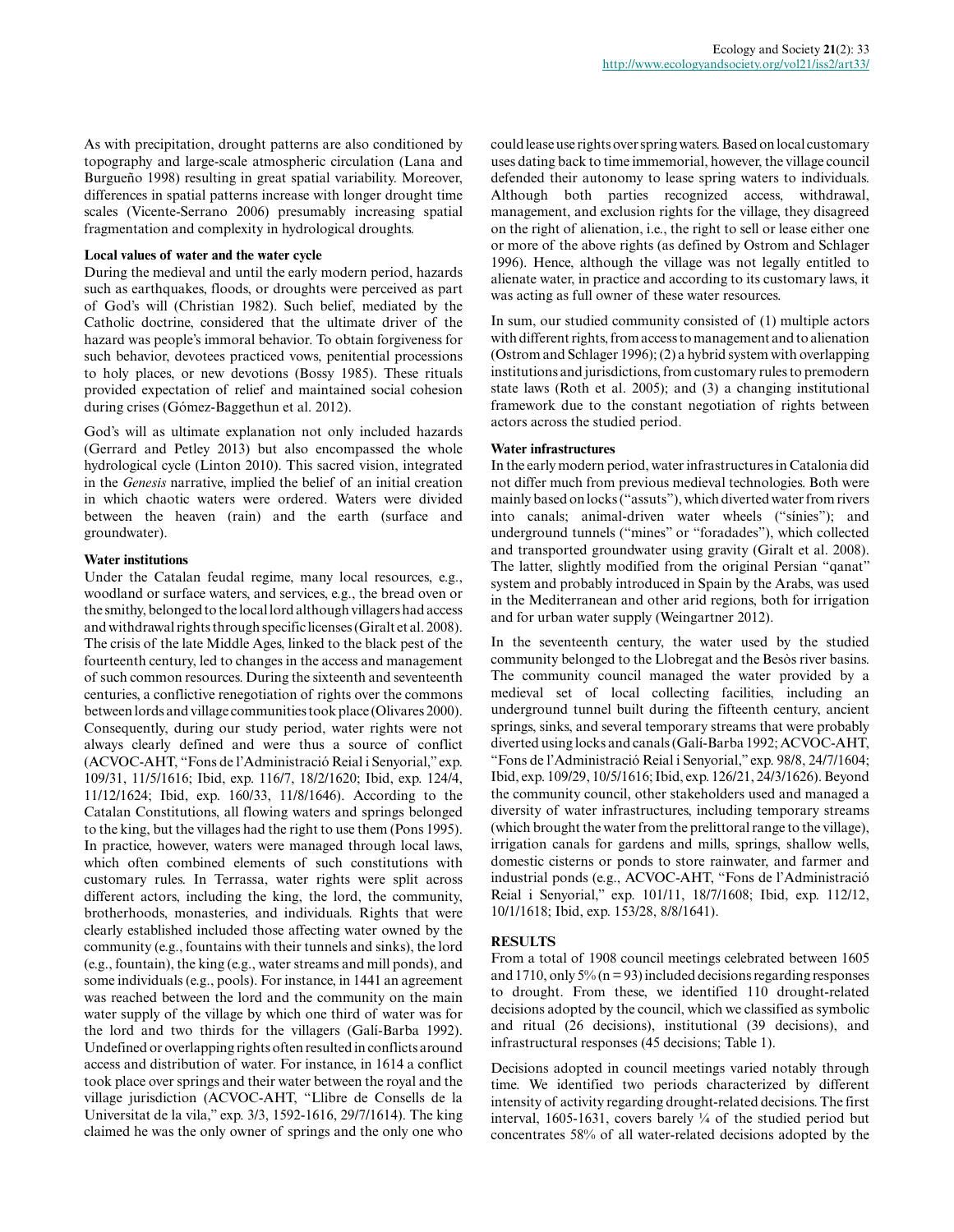As with precipitation, drought patterns are also conditioned by topography and large-scale atmospheric circulation (Lana and Burgueño 1998) resulting in great spatial variability. Moreover, differences in spatial patterns increase with longer drought time scales (Vicente-Serrano 2006) presumably increasing spatial fragmentation and complexity in hydrological droughts.

### Local values of water and the water cycle

During the medieval and until the early modern period, hazards such as earthquakes, floods, or droughts were perceived as part of God's will (Christian 1982). Such belief, mediated by the Catholic doctrine, considered that the ultimate driver of the hazard was people's immoral behavior. To obtain forgiveness for such behavior, devotees practiced vows, penitential processions to holy places, or new devotions (Bossy 1985). These rituals provided expectation of relief and maintained social cohesion during crises (Gómez-Baggethun et al. 2012).

God's will as ultimate explanation not only included hazards (Gerrard and Petley 2013) but also encompassed the whole hydrological cycle (Linton 2010). This sacred vision, integrated in the *Genesis* narrative, implied the belief of an initial creation in which chaotic waters were ordered. Waters were divided between the heaven (rain) and the earth (surface and groundwater).

### Water institutions

Under the Catalan feudal regime, many local resources, e.g., woodland or surface waters, and services, e.g., the bread oven or the smithy, belonged to the local lord although villagers had access and withdrawal rights through specific licenses (Giralt et al. 2008). The crisis of the late Middle Ages, linked to the black pest of the fourteenth century, led to changes in the access and management of such common resources. During the sixteenth and seventeenth centuries, a conflictive renegotiation of rights over the commons between lords and village communities took place (Olivares 2000). Consequently, during our study period, water rights were not always clearly defined and were thus a source of conflict (ACVOC-AHT, "Fons de l'Administració Reial i Senyorial," exp. 109/31, 11/5/1616; Ibid, exp. 116/7, 18/2/1620; Ibid, exp. 124/4, 11/12/1624; Ibid, exp. 160/33, 11/8/1646). According to the Catalan Constitutions, all flowing waters and springs belonged to the king, but the villages had the right to use them (Pons 1995). In practice, however, waters were managed through local laws, which often combined elements of such constitutions with customary rules. In Terrassa, water rights were split across different actors, including the king, the lord, the community, brotherhoods, monasteries, and individuals. Rights that were clearly established included those affecting water owned by the community (e.g., fountains with their tunnels and sinks), the lord (e.g., fountain), the king (e.g., water streams and mill ponds), and some individuals (e.g., pools). For instance, in 1441 an agreement was reached between the lord and the community on the main water supply of the village by which one third of water was for the lord and two thirds for the villagers (Galí-Barba 1992). Undefined or overlapping rights often resulted in conflicts around access and distribution of water. For instance, in 1614 a conflict took place over springs and their water between the royal and the village jurisdiction (ACVOC-AHT, "Llibre de Consells de la Universitat de la vila," exp. 3/3, 1592-1616, 29/7/1614). The king claimed he was the only owner of springs and the only one who could lease use rights over spring waters. Based on local customary uses dating back to time immemorial, however, the village council defended their autonomy to lease spring waters to individuals. Although both parties recognized access, withdrawal, management, and exclusion rights for the village, they disagreed on the right of alienation, i.e., the right to sell or lease either one or more of the above rights (as defined by Ostrom and Schlager 1996). Hence, although the village was not legally entitled to alienate water, in practice and according to its customary laws, it was acting as full owner of these water resources.

In sum, our studied community consisted of (1) multiple actors with different rights, from access to management and to alienation (Ostrom and Schlager 1996); (2) a hybrid system with overlapping institutions and jurisdictions, from customary rules to premodern state laws (Roth et al. 2005); and (3) a changing institutional framework due to the constant negotiation of rights between actors across the studied period.

### Water infrastructures

In the early modern period, water infrastructures in Catalonia did not differ much from previous medieval technologies. Both were mainly based on locks ("assuts"), which diverted water from rivers into canals; animal-driven water wheels ("sínies"); and underground tunnels ("mines" or "foradades"), which collected and transported groundwater using gravity (Giralt et al. 2008). The latter, slightly modified from the original Persian "qanat" system and probably introduced in Spain by the Arabs, was used in the Mediterranean and other arid regions, both for irrigation and for urban water supply (Weingartner 2012).

In the seventeenth century, the water used by the studied community belonged to the Llobregat and the Besòs river basins. The community council managed the water provided by a medieval set of local collecting facilities, including an underground tunnel built during the fifteenth century, ancient springs, sinks, and several temporary streams that were probably diverted using locks and canals (Galí-Barba 1992; ACVOC-AHT, "Fons de l'Administració Reial i Senyorial," exp. 98/8, 24/7/1604; Ibid, exp. 109/29, 10/5/1616; Ibid, exp. 126/21, 24/3/1626). Beyond the community council, other stakeholders used and managed a diversity of water infrastructures, including temporary streams (which brought the water from the prelittoral range to the village), irrigation canals for gardens and mills, springs, shallow wells, domestic cisterns or ponds to store rainwater, and farmer and industrial ponds (e.g., ACVOC-AHT, "Fons de l'Administració Reial i Senyorial," exp. 101/11, 18/7/1608; Ibid, exp. 112/12, 10/1/1618; Ibid, exp. 153/28, 8/8/1641).

## RESULTS

From a total of 1908 council meetings celebrated between 1605 and 1710, only 5% (n = 93) included decisions regarding responses to drought. From these, we identified 110 drought-related decisions adopted by the council, which we classified as symbolic and ritual (26 decisions), institutional (39 decisions), and infrastructural responses (45 decisions; Table 1).

Decisions adopted in council meetings varied notably through time. We identified two periods characterized by different intensity of activity regarding drought-related decisions. The first interval, 1605-1631, covers barely ¼ of the studied period but concentrates 58% of all water-related decisions adopted by the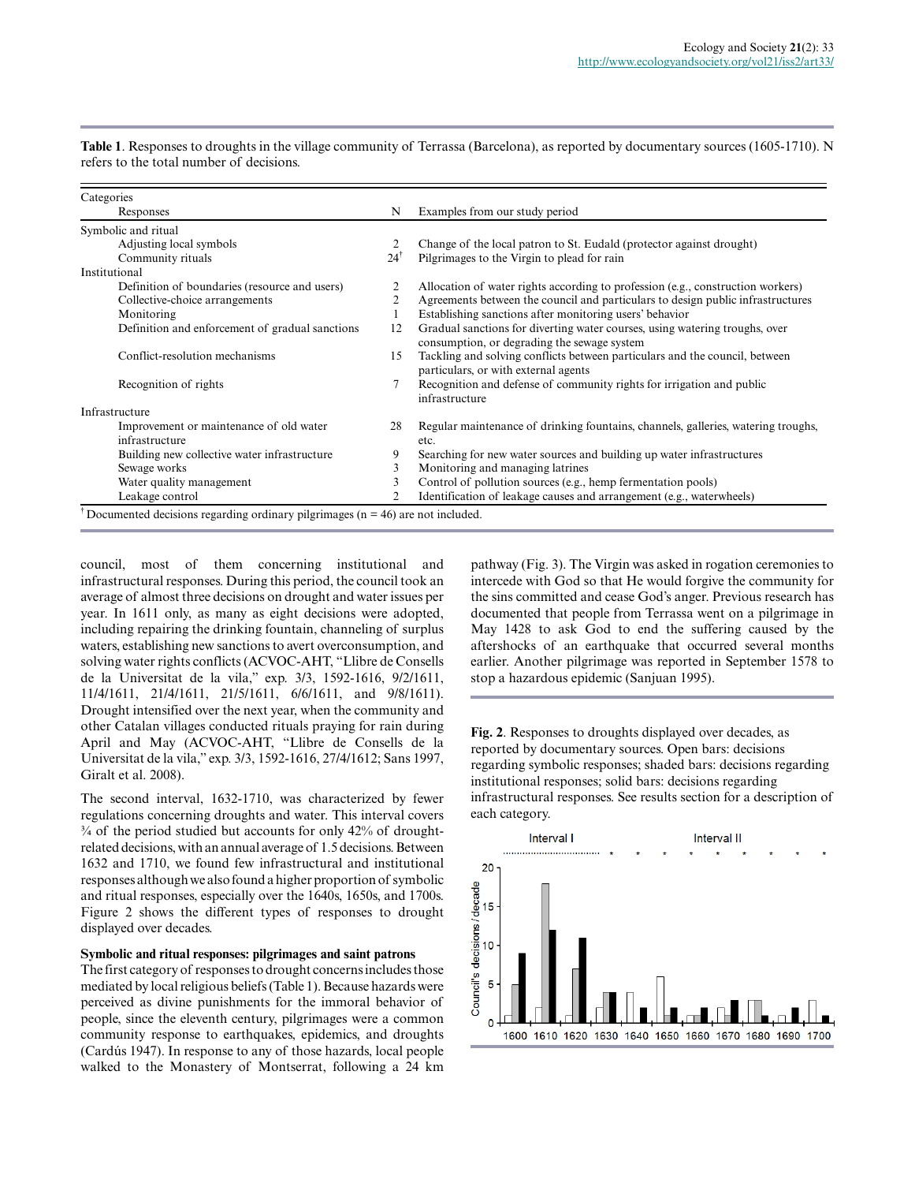**Table 1**. Responses to droughts in the village community of Terrassa (Barcelona), as reported by documentary sources (1605-1710). N refers to the total number of decisions.

| Categories / Responses | N | Examples from our study period |
|---|---|---|
| **Symbolic and ritual** | | |
| Adjusting local symbols | 2 | Change of the local patron to St. Eudald (protector against drought) |
| Community rituals | 24† | Pilgrimages to the Virgin to plead for rain |
| **Institutional** | | |
| Definition of boundaries (resource and users) | 2 | Allocation of water rights according to profession (e.g., construction workers) |
| Collective-choice arrangements | 2 | Agreements between the council and particulars to design public infrastructures |
| Monitoring | 1 | Establishing sanctions after monitoring users' behavior |
| Definition and enforcement of gradual sanctions | 12 | Gradual sanctions for diverting water courses, using watering troughs, over consumption, or degrading the sewage system |
| Conflict-resolution mechanisms | 15 | Tackling and solving conflicts between particulars and the council, between particulars, or with external agents |
| Recognition of rights | 7 | Recognition and defense of community rights for irrigation and public infrastructure |
| **Infrastructure** | | |
| Improvement or maintenance of old water infrastructure | 28 | Regular maintenance of drinking fountains, channels, galleries, watering troughs, etc. |
| Building new collective water infrastructure | 9 | Searching for new water sources and building up water infrastructures |
| Sewage works | 3 | Monitoring and managing latrines |
| Water quality management | 3 | Control of pollution sources (e.g., hemp fermentation pools) |
| Leakage control | 2 | Identification of leakage causes and arrangement (e.g., waterwheels) |

† Documented decisions regarding ordinary pilgrimages (n = 46) are not included.

council, most of them concerning institutional and infrastructural responses. During this period, the council took an average of almost three decisions on drought and water issues per year. In 1611 only, as many as eight decisions were adopted, including repairing the drinking fountain, channeling of surplus waters, establishing new sanctions to avert overconsumption, and solving water rights conflicts (ACVOC-AHT, "Llibre de Consells de la Universitat de la vila," exp. 3/3, 1592-1616, 9/2/1611, 11/4/1611, 21/4/1611, 21/5/1611, 6/6/1611, and 9/8/1611). Drought intensified over the next year, when the community and other Catalan villages conducted rituals praying for rain during April and May (ACVOC-AHT, "Llibre de Consells de la Universitat de la vila," exp. 3/3, 1592-1616, 27/4/1612; Sans 1997, Giralt et al. 2008).

The second interval, 1632-1710, was characterized by fewer regulations concerning droughts and water. This interval covers ¾ of the period studied but accounts for only 42% of drought-related decisions, with an annual average of 1.5 decisions. Between 1632 and 1710, we found few infrastructural and institutional responses although we also found a higher proportion of symbolic and ritual responses, especially over the 1640s, 1650s, and 1700s. Figure 2 shows the different types of responses to drought displayed over decades.

### Symbolic and ritual responses: pilgrimages and saint patrons

The first category of responses to drought concerns includes those mediated by local religious beliefs (Table 1). Because hazards were perceived as divine punishments for the immoral behavior of people, since the eleventh century, pilgrimages were a common community response to earthquakes, epidemics, and droughts (Cardús 1947). In response to any of those hazards, local people walked to the Monastery of Montserrat, following a 24 km pathway (Fig. 3). The Virgin was asked in rogation ceremonies to intercede with God so that He would forgive the community for the sins committed and cease God's anger. Previous research has documented that people from Terrassa went on a pilgrimage in May 1428 to ask God to end the suffering caused by the aftershocks of an earthquake that occurred several months earlier. Another pilgrimage was reported in September 1578 to stop a hazardous epidemic (Sanjuan 1995).

**Fig. 2**. Responses to droughts displayed over decades, as reported by documentary sources. Open bars: decisions regarding symbolic responses; shaded bars: decisions regarding institutional responses; solid bars: decisions regarding infrastructural responses. See results section for a description of each category.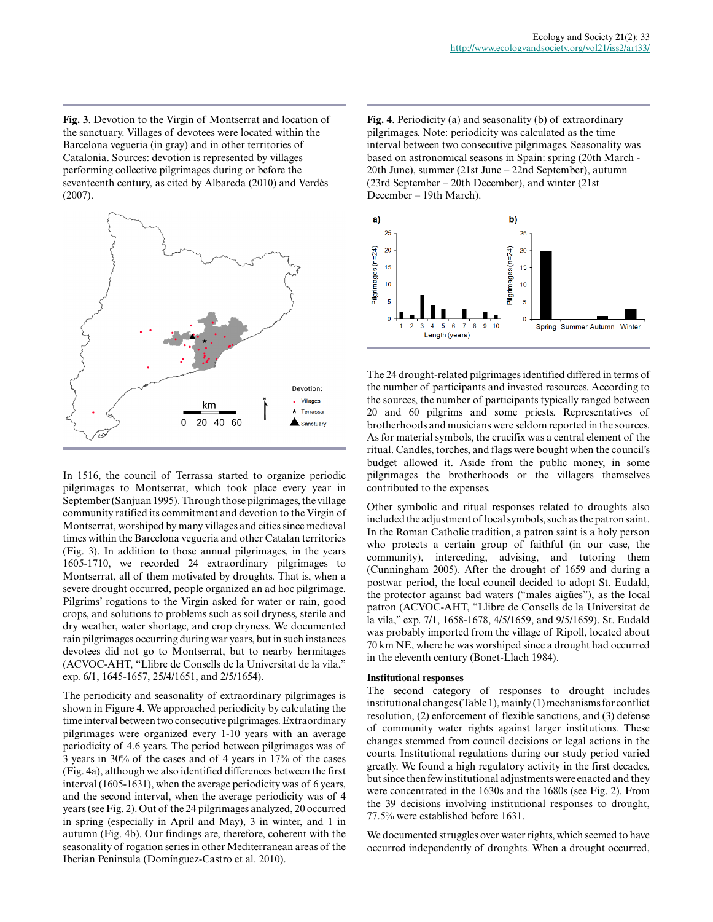**Fig. 3**. Devotion to the Virgin of Montserrat and location of the sanctuary. Villages of devotees were located within the Barcelona vegueria (in gray) and in other territories of Catalonia. Sources: devotion is represented by villages performing collective pilgrimages during or before the seventeenth century, as cited by Albareda (2010) and Verdés (2007).

Devotion:
Villages
Terrassa
Sanctuary

km
0 20 40 60

In 1516, the council of Terrassa started to organize periodic pilgrimages to Montserrat, which took place every year in September (Sanjuan 1995). Through those pilgrimages, the village community ratified its commitment and devotion to the Virgin of Montserrat, worshiped by many villages and cities since medieval times within the Barcelona vegueria and other Catalan territories (Fig. 3). In addition to those annual pilgrimages, in the years 1605-1710, we recorded 24 extraordinary pilgrimages to Montserrat, all of them motivated by droughts. That is, when a severe drought occurred, people organized an ad hoc pilgrimage. Pilgrims' rogations to the Virgin asked for water or rain, good crops, and solutions to problems such as soil dryness, sterile and dry weather, water shortage, and crop dryness. We documented rain pilgrimages occurring during war years, but in such instances devotees did not go to Montserrat, but to nearby hermitages (ACVOC-AHT, "Llibre de Consells de la Universitat de la vila," exp. 6/1, 1645-1657, 25/4/1651, and 2/5/1654).

The periodicity and seasonality of extraordinary pilgrimages is shown in Figure 4. We approached periodicity by calculating the time interval between two consecutive pilgrimages. Extraordinary pilgrimages were organized every 1-10 years with an average periodicity of 4.6 years. The period between pilgrimages was of 3 years in 30% of the cases and of 4 years in 17% of the cases (Fig. 4a), although we also identified differences between the first interval (1605-1631), when the average periodicity was of 6 years, and the second interval, when the average periodicity was of 4 years (see Fig. 2). Out of the 24 pilgrimages analyzed, 20 occurred in spring (especially in April and May), 3 in winter, and 1 in autumn (Fig. 4b). Our findings are, therefore, coherent with the seasonality of rogation series in other Mediterranean areas of the Iberian Peninsula (Domínguez-Castro et al. 2010).

**Fig. 4**. Periodicity (a) and seasonality (b) of extraordinary pilgrimages. Note: periodicity was calculated as the time interval between two consecutive pilgrimages. Seasonality was based on astronomical seasons in Spain: spring (20th March - 20th June), summer (21st June – 22nd September), autumn (23rd September – 20th December), and winter (21st December – 19th March).

a)
Pilgrimages (n=24)
0 5 10 15 20 25
1 2 3 4 5 6 7 8 9 10
Length (years)

b)
Pilgrimages (n=24)
0 5 10 15 20 25
Spring Summer Autumn Winter

The 24 drought-related pilgrimages identified differed in terms of the number of participants and invested resources. According to the sources, the number of participants typically ranged between 20 and 60 pilgrims and some priests. Representatives of brotherhoods and musicians were seldom reported in the sources. As for material symbols, the crucifix was a central element of the ritual. Candles, torches, and flags were bought when the council's budget allowed it. Aside from the public money, in some pilgrimages the brotherhoods or the villagers themselves contributed to the expenses.

Other symbolic and ritual responses related to droughts also included the adjustment of local symbols, such as the patron saint. In the Roman Catholic tradition, a patron saint is a holy person who protects a certain group of faithful (in our case, the community), interceding, advising, and tutoring them (Cunningham 2005). After the drought of 1659 and during a postwar period, the local council decided to adopt St. Eudald, the protector against bad waters ("males aigües"), as the local patron (ACVOC-AHT, "Llibre de Consells de la Universitat de la vila," exp. 7/1, 1658-1678, 4/5/1659, and 9/5/1659). St. Eudald was probably imported from the village of Ripoll, located about 70 km NE, where he was worshiped since a drought had occurred in the eleventh century (Bonet-Llach 1984).

### Institutional responses

The second category of responses to drought includes institutional changes (Table 1), mainly (1) mechanisms for conflict resolution, (2) enforcement of flexible sanctions, and (3) defense of community water rights against larger institutions. These changes stemmed from council decisions or legal actions in the courts. Institutional regulations during our study period varied greatly. We found a high regulatory activity in the first decades, but since then few institutional adjustments were enacted and they were concentrated in the 1630s and the 1680s (see Fig. 2). From the 39 decisions involving institutional responses to drought, 77.5% were established before 1631.

We documented struggles over water rights, which seemed to have occurred independently of droughts. When a drought occurred,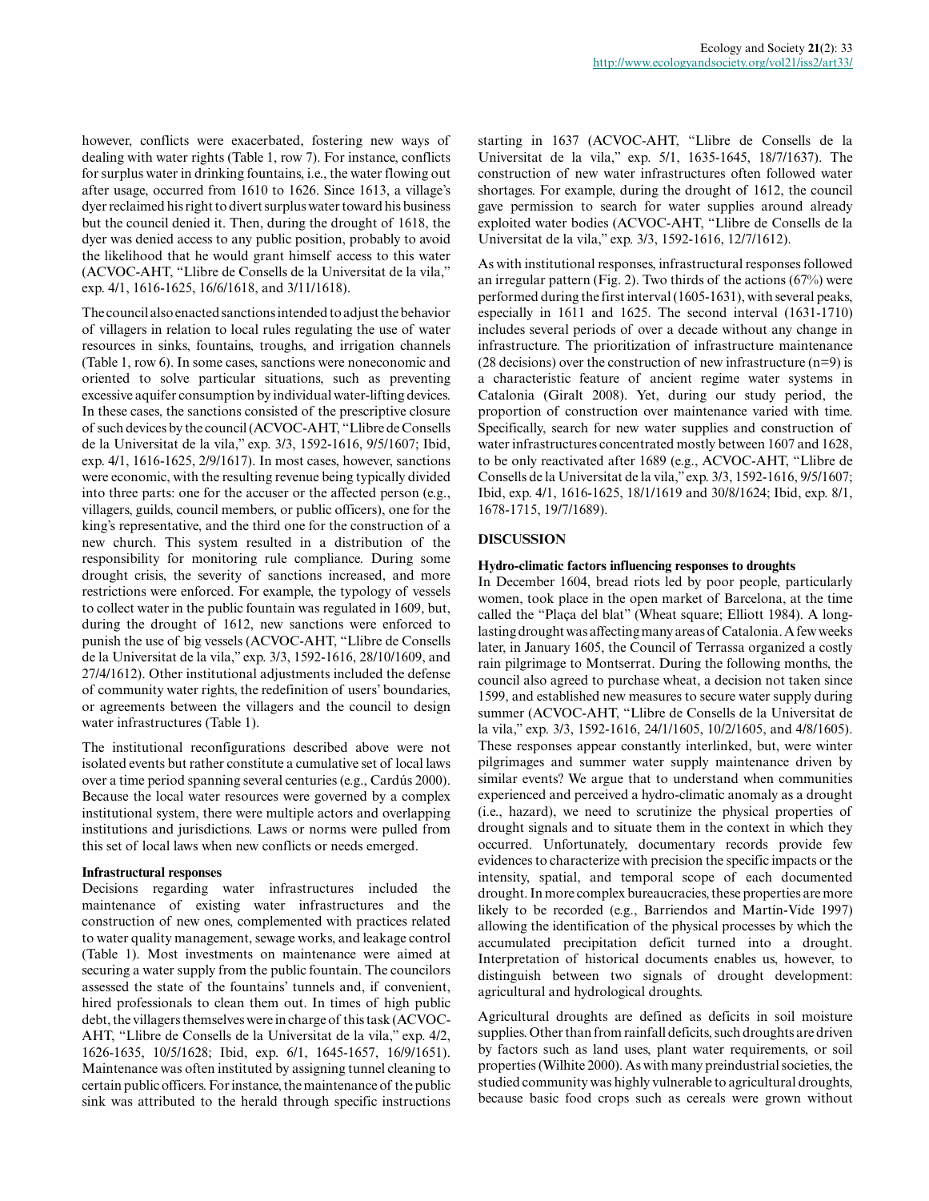however, conflicts were exacerbated, fostering new ways of dealing with water rights (Table 1, row 7). For instance, conflicts for surplus water in drinking fountains, i.e., the water flowing out after usage, occurred from 1610 to 1626. Since 1613, a village's dyer reclaimed his right to divert surplus water toward his business but the council denied it. Then, during the drought of 1618, the dyer was denied access to any public position, probably to avoid the likelihood that he would grant himself access to this water (ACVOC-AHT, "Llibre de Consells de la Universitat de la vila," exp. 4/1, 1616-1625, 16/6/1618, and 3/11/1618).

The council also enacted sanctions intended to adjust the behavior of villagers in relation to local rules regulating the use of water resources in sinks, fountains, troughs, and irrigation channels (Table 1, row 6). In some cases, sanctions were noneconomic and oriented to solve particular situations, such as preventing excessive aquifer consumption by individual water-lifting devices. In these cases, the sanctions consisted of the prescriptive closure of such devices by the council (ACVOC-AHT, "Llibre de Consells de la Universitat de la vila," exp. 3/3, 1592-1616, 9/5/1607; Ibid, exp. 4/1, 1616-1625, 2/9/1617). In most cases, however, sanctions were economic, with the resulting revenue being typically divided into three parts: one for the accuser or the affected person (e.g., villagers, guilds, council members, or public officers), one for the king's representative, and the third one for the construction of a new church. This system resulted in a distribution of the responsibility for monitoring rule compliance. During some drought crisis, the severity of sanctions increased, and more restrictions were enforced. For example, the typology of vessels to collect water in the public fountain was regulated in 1609, but, during the drought of 1612, new sanctions were enforced to punish the use of big vessels (ACVOC-AHT, "Llibre de Consells de la Universitat de la vila," exp. 3/3, 1592-1616, 28/10/1609, and 27/4/1612). Other institutional adjustments included the defense of community water rights, the redefinition of users' boundaries, or agreements between the villagers and the council to design water infrastructures (Table 1).

The institutional reconfigurations described above were not isolated events but rather constitute a cumulative set of local laws over a time period spanning several centuries (e.g., Cardús 2000). Because the local water resources were governed by a complex institutional system, there were multiple actors and overlapping institutions and jurisdictions. Laws or norms were pulled from this set of local laws when new conflicts or needs emerged.

### Infrastructural responses

Decisions regarding water infrastructures included the maintenance of existing water infrastructures and the construction of new ones, complemented with practices related to water quality management, sewage works, and leakage control (Table 1). Most investments on maintenance were aimed at securing a water supply from the public fountain. The councilors assessed the state of the fountains' tunnels and, if convenient, hired professionals to clean them out. In times of high public debt, the villagers themselves were in charge of this task (ACVOC-AHT, "Llibre de Consells de la Universitat de la vila," exp. 4/2, 1626-1635, 10/5/1628; Ibid, exp. 6/1, 1645-1657, 16/9/1651). Maintenance was often instituted by assigning tunnel cleaning to certain public officers. For instance, the maintenance of the public sink was attributed to the herald through specific instructions starting in 1637 (ACVOC-AHT, "Llibre de Consells de la Universitat de la vila," exp. 5/1, 1635-1645, 18/7/1637). The construction of new water infrastructures often followed water shortages. For example, during the drought of 1612, the council gave permission to search for water supplies around already exploited water bodies (ACVOC-AHT, "Llibre de Consells de la Universitat de la vila," exp. 3/3, 1592-1616, 12/7/1612).

As with institutional responses, infrastructural responses followed an irregular pattern (Fig. 2). Two thirds of the actions (67%) were performed during the first interval (1605-1631), with several peaks, especially in 1611 and 1625. The second interval (1631-1710) includes several periods of over a decade without any change in infrastructure. The prioritization of infrastructure maintenance (28 decisions) over the construction of new infrastructure (n=9) is a characteristic feature of ancient regime water systems in Catalonia (Giralt 2008). Yet, during our study period, the proportion of construction over maintenance varied with time. Specifically, search for new water supplies and construction of water infrastructures concentrated mostly between 1607 and 1628, to be only reactivated after 1689 (e.g., ACVOC-AHT, "Llibre de Consells de la Universitat de la vila," exp. 3/3, 1592-1616, 9/5/1607; Ibid, exp. 4/1, 1616-1625, 18/1/1619 and 30/8/1624; Ibid, exp. 8/1, 1678-1715, 19/7/1689).

## DISCUSSION

### Hydro-climatic factors influencing responses to droughts

In December 1604, bread riots led by poor people, particularly women, took place in the open market of Barcelona, at the time called the "Plaça del blat" (Wheat square; Elliott 1984). A long-lasting drought was affecting many areas of Catalonia. A few weeks later, in January 1605, the Council of Terrassa organized a costly rain pilgrimage to Montserrat. During the following months, the council also agreed to purchase wheat, a decision not taken since 1599, and established new measures to secure water supply during summer (ACVOC-AHT, "Llibre de Consells de la Universitat de la vila," exp. 3/3, 1592-1616, 24/1/1605, 10/2/1605, and 4/8/1605). These responses appear constantly interlinked, but, were winter pilgrimages and summer water supply maintenance driven by similar events? We argue that to understand when communities experienced and perceived a hydro-climatic anomaly as a drought (i.e., hazard), we need to scrutinize the physical properties of drought signals and to situate them in the context in which they occurred. Unfortunately, documentary records provide few evidences to characterize with precision the specific impacts or the intensity, spatial, and temporal scope of each documented drought. In more complex bureaucracies, these properties are more likely to be recorded (e.g., Barriendos and Martín-Vide 1997) allowing the identification of the physical processes by which the accumulated precipitation deficit turned into a drought. Interpretation of historical documents enables us, however, to distinguish between two signals of drought development: agricultural and hydrological droughts.

Agricultural droughts are defined as deficits in soil moisture supplies. Other than from rainfall deficits, such droughts are driven by factors such as land uses, plant water requirements, or soil properties (Wilhite 2000). As with many preindustrial societies, the studied community was highly vulnerable to agricultural droughts, because basic food crops such as cereals were grown without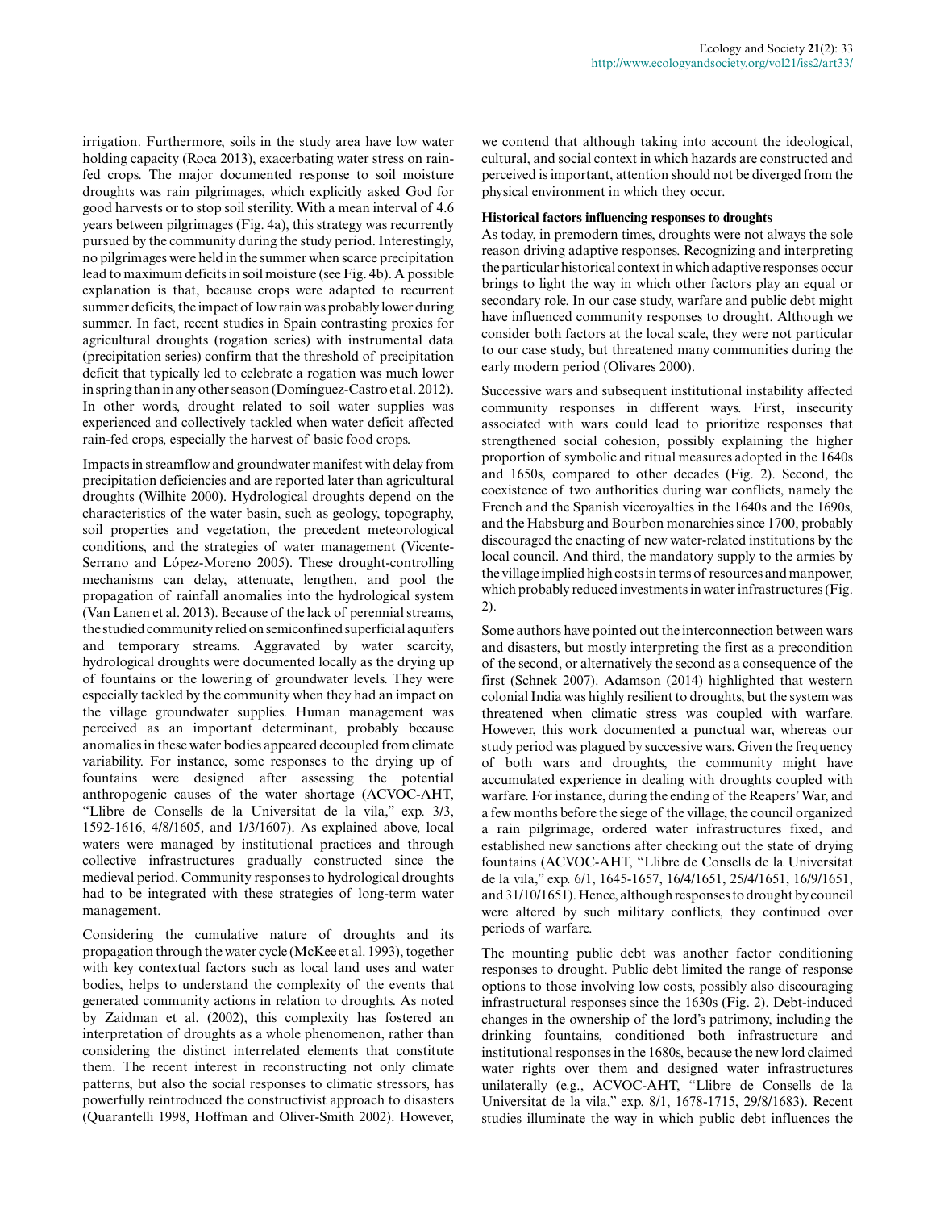irrigation. Furthermore, soils in the study area have low water holding capacity (Roca 2013), exacerbating water stress on rain-fed crops. The major documented response to soil moisture droughts was rain pilgrimages, which explicitly asked God for good harvests or to stop soil sterility. With a mean interval of 4.6 years between pilgrimages (Fig. 4a), this strategy was recurrently pursued by the community during the study period. Interestingly, no pilgrimages were held in the summer when scarce precipitation lead to maximum deficits in soil moisture (see Fig. 4b). A possible explanation is that, because crops were adapted to recurrent summer deficits, the impact of low rain was probably lower during summer. In fact, recent studies in Spain contrasting proxies for agricultural droughts (rogation series) with instrumental data (precipitation series) confirm that the threshold of precipitation deficit that typically led to celebrate a rogation was much lower in spring than in any other season (Domínguez-Castro et al. 2012). In other words, drought related to soil water supplies was experienced and collectively tackled when water deficit affected rain-fed crops, especially the harvest of basic food crops.

Impacts in streamflow and groundwater manifest with delay from precipitation deficiencies and are reported later than agricultural droughts (Wilhite 2000). Hydrological droughts depend on the characteristics of the water basin, such as geology, topography, soil properties and vegetation, the precedent meteorological conditions, and the strategies of water management (Vicente-Serrano and López-Moreno 2005). These drought-controlling mechanisms can delay, attenuate, lengthen, and pool the propagation of rainfall anomalies into the hydrological system (Van Lanen et al. 2013). Because of the lack of perennial streams, the studied community relied on semiconfined superficial aquifers and temporary streams. Aggravated by water scarcity, hydrological droughts were documented locally as the drying up of fountains or the lowering of groundwater levels. They were especially tackled by the community when they had an impact on the village groundwater supplies. Human management was perceived as an important determinant, probably because anomalies in these water bodies appeared decoupled from climate variability. For instance, some responses to the drying up of fountains were designed after assessing the potential anthropogenic causes of the water shortage (ACVOC-AHT, "Llibre de Consells de la Universitat de la vila," exp. 3/3, 1592-1616, 4/8/1605, and 1/3/1607). As explained above, local waters were managed by institutional practices and through collective infrastructures gradually constructed since the medieval period. Community responses to hydrological droughts had to be integrated with these strategies of long-term water management.

Considering the cumulative nature of droughts and its propagation through the water cycle (McKee et al. 1993), together with key contextual factors such as local land uses and water bodies, helps to understand the complexity of the events that generated community actions in relation to droughts. As noted by Zaidman et al. (2002), this complexity has fostered an interpretation of droughts as a whole phenomenon, rather than considering the distinct interrelated elements that constitute them. The recent interest in reconstructing not only climate patterns, but also the social responses to climatic stressors, has powerfully reintroduced the constructivist approach to disasters (Quarantelli 1998, Hoffman and Oliver-Smith 2002). However, we contend that although taking into account the ideological, cultural, and social context in which hazards are constructed and perceived is important, attention should not be diverged from the physical environment in which they occur.

**Historical factors influencing responses to droughts**

As today, in premodern times, droughts were not always the sole reason driving adaptive responses. Recognizing and interpreting the particular historical context in which adaptive responses occur brings to light the way in which other factors play an equal or secondary role. In our case study, warfare and public debt might have influenced community responses to drought. Although we consider both factors at the local scale, they were not particular to our case study, but threatened many communities during the early modern period (Olivares 2000).

Successive wars and subsequent institutional instability affected community responses in different ways. First, insecurity associated with wars could lead to prioritize responses that strengthened social cohesion, possibly explaining the higher proportion of symbolic and ritual measures adopted in the 1640s and 1650s, compared to other decades (Fig. 2). Second, the coexistence of two authorities during war conflicts, namely the French and the Spanish viceroyalties in the 1640s and the 1690s, and the Habsburg and Bourbon monarchies since 1700, probably discouraged the enacting of new water-related institutions by the local council. And third, the mandatory supply to the armies by the village implied high costs in terms of resources and manpower, which probably reduced investments in water infrastructures (Fig. 2).

Some authors have pointed out the interconnection between wars and disasters, but mostly interpreting the first as a precondition of the second, or alternatively the second as a consequence of the first (Schnek 2007). Adamson (2014) highlighted that western colonial India was highly resilient to droughts, but the system was threatened when climatic stress was coupled with warfare. However, this work documented a punctual war, whereas our study period was plagued by successive wars. Given the frequency of both wars and droughts, the community might have accumulated experience in dealing with droughts coupled with warfare. For instance, during the ending of the Reapers' War, and a few months before the siege of the village, the council organized a rain pilgrimage, ordered water infrastructures fixed, and established new sanctions after checking out the state of drying fountains (ACVOC-AHT, "Llibre de Consells de la Universitat de la vila," exp. 6/1, 1645-1657, 16/4/1651, 25/4/1651, 16/9/1651, and 31/10/1651). Hence, although responses to drought by council were altered by such military conflicts, they continued over periods of warfare.

The mounting public debt was another factor conditioning responses to drought. Public debt limited the range of response options to those involving low costs, possibly also discouraging infrastructural responses since the 1630s (Fig. 2). Debt-induced changes in the ownership of the lord's patrimony, including the drinking fountains, conditioned both infrastructure and institutional responses in the 1680s, because the new lord claimed water rights over them and designed water infrastructures unilaterally (e.g., ACVOC-AHT, "Llibre de Consells de la Universitat de la vila," exp. 8/1, 1678-1715, 29/8/1683). Recent studies illuminate the way in which public debt influences the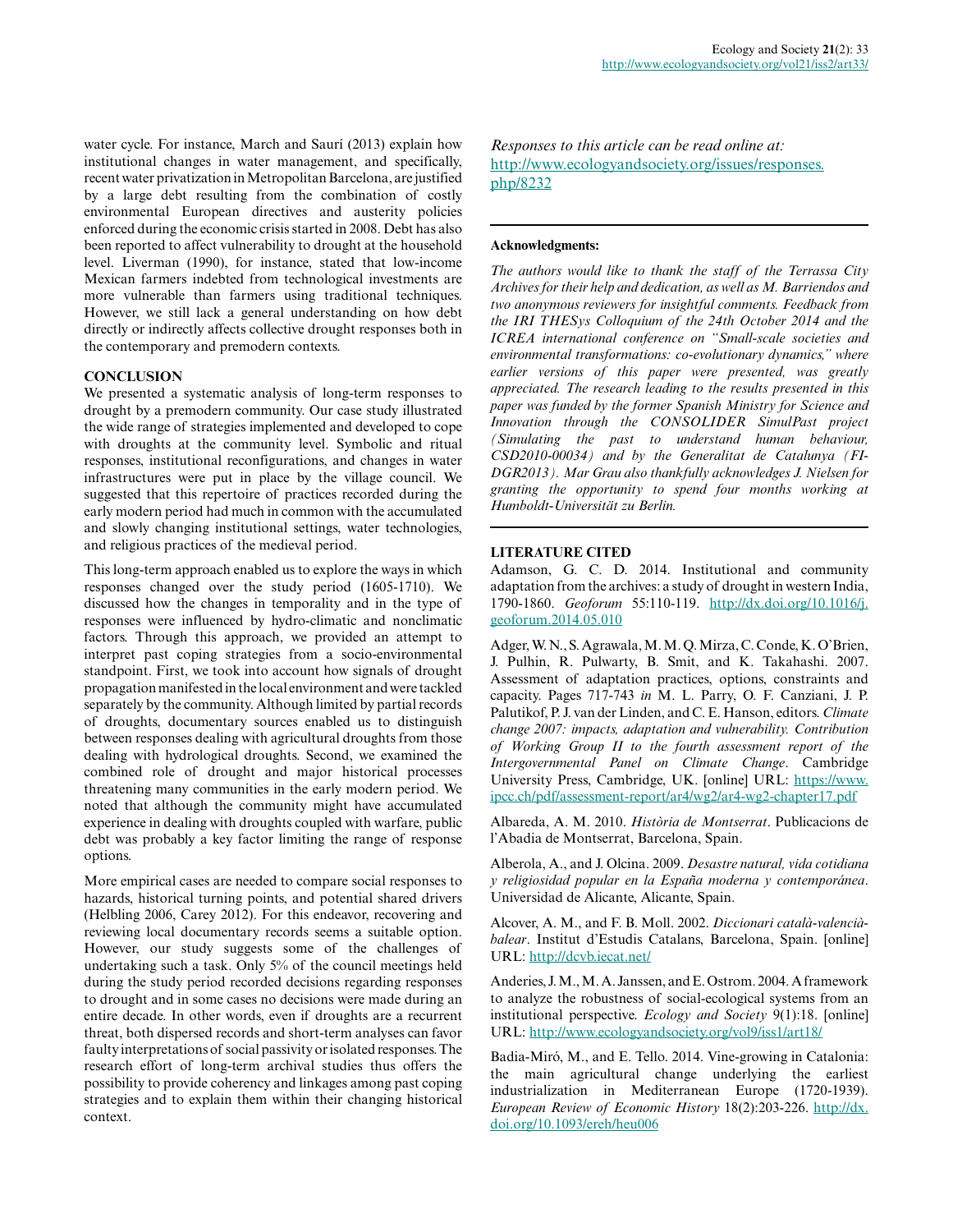water cycle. For instance, March and Saurí (2013) explain how institutional changes in water management, and specifically, recent water privatization in Metropolitan Barcelona, are justified by a large debt resulting from the combination of costly environmental European directives and austerity policies enforced during the economic crisis started in 2008. Debt has also been reported to affect vulnerability to drought at the household level. Liverman (1990), for instance, stated that low-income Mexican farmers indebted from technological investments are more vulnerable than farmers using traditional techniques. However, we still lack a general understanding on how debt directly or indirectly affects collective drought responses both in the contemporary and premodern contexts.

## CONCLUSION

We presented a systematic analysis of long-term responses to drought by a premodern community. Our case study illustrated the wide range of strategies implemented and developed to cope with droughts at the community level. Symbolic and ritual responses, institutional reconfigurations, and changes in water infrastructures were put in place by the village council. We suggested that this repertoire of practices recorded during the early modern period had much in common with the accumulated and slowly changing institutional settings, water technologies, and religious practices of the medieval period.

This long-term approach enabled us to explore the ways in which responses changed over the study period (1605-1710). We discussed how the changes in temporality and in the type of responses were influenced by hydro-climatic and nonclimatic factors. Through this approach, we provided an attempt to interpret past coping strategies from a socio-environmental standpoint. First, we took into account how signals of drought propagation manifested in the local environment and were tackled separately by the community. Although limited by partial records of droughts, documentary sources enabled us to distinguish between responses dealing with agricultural droughts from those dealing with hydrological droughts. Second, we examined the combined role of drought and major historical processes threatening many communities in the early modern period. We noted that although the community might have accumulated experience in dealing with droughts coupled with warfare, public debt was probably a key factor limiting the range of response options.

More empirical cases are needed to compare social responses to hazards, historical turning points, and potential shared drivers (Helbling 2006, Carey 2012). For this endeavor, recovering and reviewing local documentary records seems a suitable option. However, our study suggests some of the challenges of undertaking such a task. Only 5% of the council meetings held during the study period recorded decisions regarding responses to drought and in some cases no decisions were made during an entire decade. In other words, even if droughts are a recurrent threat, both dispersed records and short-term analyses can favor faulty interpretations of social passivity or isolated responses. The research effort of long-term archival studies thus offers the possibility to provide coherency and linkages among past coping strategies and to explain them within their changing historical context.

*Responses to this article can be read online at:* http://www.ecologyandsociety.org/issues/responses.php/8232

---

**Acknowledgments:**

*The authors would like to thank the staff of the Terrassa City Archives for their help and dedication, as well as M. Barriendos and two anonymous reviewers for insightful comments. Feedback from the IRI THESys Colloquium of the 24th October 2014 and the ICREA international conference on "Small-scale societies and environmental transformations: co-evolutionary dynamics," where earlier versions of this paper were presented, was greatly appreciated. The research leading to the results presented in this paper was funded by the former Spanish Ministry for Science and Innovation through the CONSOLIDER SimulPast project (Simulating the past to understand human behaviour, CSD2010-00034) and by the Generalitat de Catalunya (FI-DGR2013). Mar Grau also thankfully acknowledges J. Nielsen for granting the opportunity to spend four months working at Humboldt-Universität zu Berlin.*

---

## LITERATURE CITED

Adamson, G. C. D. 2014. Institutional and community adaptation from the archives: a study of drought in western India, 1790-1860. *Geoforum* 55:110-119. http://dx.doi.org/10.1016/j.geoforum.2014.05.010

Adger, W. N., S. Agrawala, M. M. Q. Mirza, C. Conde, K. O'Brien, J. Pulhin, R. Pulwarty, B. Smit, and K. Takahashi. 2007. Assessment of adaptation practices, options, constraints and capacity. Pages 717-743 *in* M. L. Parry, O. F. Canziani, J. P. Palutikof, P. J. van der Linden, and C. E. Hanson, editors. *Climate change 2007: impacts, adaptation and vulnerability. Contribution of Working Group II to the fourth assessment report of the Intergovernmental Panel on Climate Change*. Cambridge University Press, Cambridge, UK. [online] URL: https://www.ipcc.ch/pdf/assessment-report/ar4/wg2/ar4-wg2-chapter17.pdf

Albareda, A. M. 2010. *Història de Montserrat*. Publicacions de l'Abadia de Montserrat, Barcelona, Spain.

Alberola, A., and J. Olcina. 2009. *Desastre natural, vida cotidiana y religiosidad popular en la España moderna y contemporánea*. Universidad de Alicante, Alicante, Spain.

Alcover, A. M., and F. B. Moll. 2002. *Diccionari català-valencià-balear*. Institut d'Estudis Catalans, Barcelona, Spain. [online] URL: http://dcvb.iecat.net/

Anderies, J. M., M. A. Janssen, and E. Ostrom. 2004. A framework to analyze the robustness of social-ecological systems from an institutional perspective. *Ecology and Society* 9(1):18. [online] URL: http://www.ecologyandsociety.org/vol9/iss1/art18/

Badia-Miró, M., and E. Tello. 2014. Vine-growing in Catalonia: the main agricultural change underlying the earliest industrialization in Mediterranean Europe (1720-1939). *European Review of Economic History* 18(2):203-226. http://dx.doi.org/10.1093/ereh/heu006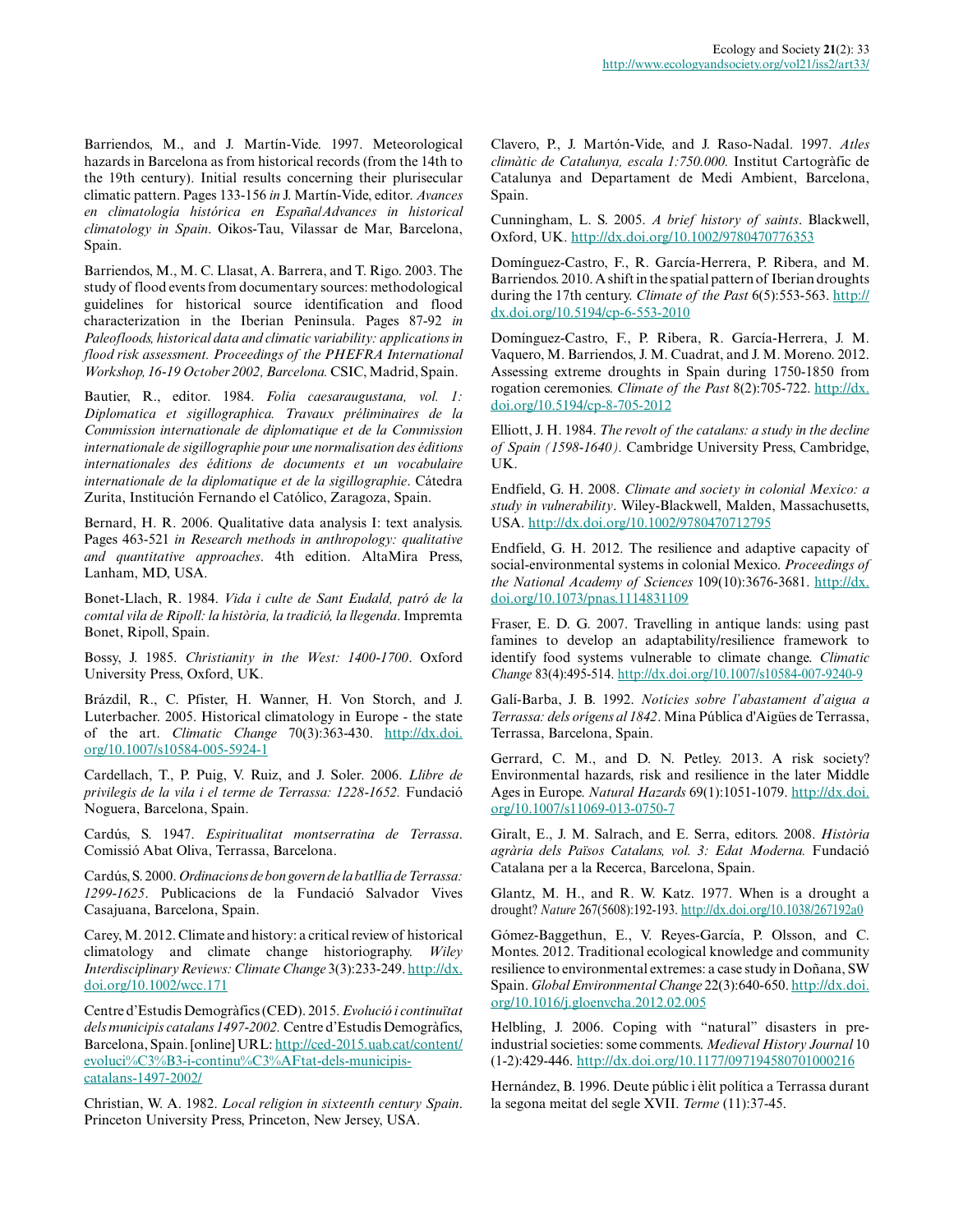Barriendos, M., and J. Martín-Vide. 1997. Meteorological hazards in Barcelona as from historical records (from the 14th to the 19th century). Initial results concerning their plurisecular climatic pattern. Pages 133-156 *in* J. Martín-Vide, editor. *Avances en climatología histórica en España/Advances in historical climatology in Spain*. Oikos-Tau, Vilassar de Mar, Barcelona, Spain.

Barriendos, M., M. C. Llasat, A. Barrera, and T. Rigo. 2003. The study of flood events from documentary sources: methodological guidelines for historical source identification and flood characterization in the Iberian Peninsula. Pages 87-92 *in Paleofloods, historical data and climatic variability: applications in flood risk assessment. Proceedings of the PHEFRA International Workshop, 16-19 October 2002, Barcelona.* CSIC, Madrid, Spain.

Bautier, R., editor. 1984. *Folia caesaraugustana, vol. 1: Diplomatica et sigillographica. Travaux préliminaires de la Commission internationale de diplomatique et de la Commission internationale de sigillographie pour une normalisation des éditions internationales des éditions de documents et un vocabulaire internationale de la diplomatique et de la sigillographie*. Cátedra Zurita, Institución Fernando el Católico, Zaragoza, Spain.

Bernard, H. R. 2006. Qualitative data analysis I: text analysis. Pages 463-521 *in Research methods in anthropology: qualitative and quantitative approaches*. 4th edition. AltaMira Press, Lanham, MD, USA.

Bonet-Llach, R. 1984. *Vida i culte de Sant Eudald, patró de la comtal vila de Ripoll: la història, la tradició, la llegenda*. Impremta Bonet, Ripoll, Spain.

Bossy, J. 1985. *Christianity in the West: 1400-1700*. Oxford University Press, Oxford, UK.

Brázdil, R., C. Pfister, H. Wanner, H. Von Storch, and J. Luterbacher. 2005. Historical climatology in Europe - the state of the art. *Climatic Change* 70(3):363-430. http://dx.doi.org/10.1007/s10584-005-5924-1

Cardellach, T., P. Puig, V. Ruiz, and J. Soler. 2006. *Llibre de privilegis de la vila i el terme de Terrassa: 1228-1652.* Fundació Noguera, Barcelona, Spain.

Cardús, S. 1947. *Espiritualitat montserratina de Terrassa*. Comissió Abat Oliva, Terrassa, Barcelona.

Cardús, S. 2000. *Ordinacions de bon govern de la batllia de Terrassa: 1299-1625*. Publicacions de la Fundació Salvador Vives Casajuana, Barcelona, Spain.

Carey, M. 2012. Climate and history: a critical review of historical climatology and climate change historiography. *Wiley Interdisciplinary Reviews: Climate Change* 3(3):233-249. http://dx.doi.org/10.1002/wcc.171

Centre d'Estudis Demogràfics (CED). 2015. *Evolució i continuïtat dels municipis catalans 1497-2002.* Centre d'Estudis Demogràfics, Barcelona, Spain. [online] URL: http://ced-2015.uab.cat/content/evoluci%C3%B3-i-continu%C3%AFtat-dels-municipis-catalans-1497-2002/

Christian, W. A. 1982. *Local religion in sixteenth century Spain*. Princeton University Press, Princeton, New Jersey, USA.

Clavero, P., J. Martón-Vide, and J. Raso-Nadal. 1997. *Atles climàtic de Catalunya, escala 1:750.000.* Institut Cartogràfic de Catalunya and Departament de Medi Ambient, Barcelona, Spain.

Cunningham, L. S. 2005. *A brief history of saints*. Blackwell, Oxford, UK. http://dx.doi.org/10.1002/9780470776353

Domínguez-Castro, F., R. García-Herrera, P. Ribera, and M. Barriendos. 2010. A shift in the spatial pattern of Iberian droughts during the 17th century. *Climate of the Past* 6(5):553-563. http://dx.doi.org/10.5194/cp-6-553-2010

Domínguez-Castro, F., P. Ribera, R. García-Herrera, J. M. Vaquero, M. Barriendos, J. M. Cuadrat, and J. M. Moreno. 2012. Assessing extreme droughts in Spain during 1750-1850 from rogation ceremonies. *Climate of the Past* 8(2):705-722. http://dx.doi.org/10.5194/cp-8-705-2012

Elliott, J. H. 1984. *The revolt of the catalans: a study in the decline of Spain (1598-1640)*. Cambridge University Press, Cambridge, UK.

Endfield, G. H. 2008. *Climate and society in colonial Mexico: a study in vulnerability*. Wiley-Blackwell, Malden, Massachusetts, USA. http://dx.doi.org/10.1002/9780470712795

Endfield, G. H. 2012. The resilience and adaptive capacity of social-environmental systems in colonial Mexico. *Proceedings of the National Academy of Sciences* 109(10):3676-3681. http://dx.doi.org/10.1073/pnas.1114831109

Fraser, E. D. G. 2007. Travelling in antique lands: using past famines to develop an adaptability/resilience framework to identify food systems vulnerable to climate change. *Climatic Change* 83(4):495-514. http://dx.doi.org/10.1007/s10584-007-9240-9

Galí-Barba, J. B. 1992. *Notícies sobre l'abastament d'aigua a Terrassa: dels orígens al 1842*. Mina Pública d'Aigües de Terrassa, Terrassa, Barcelona, Spain.

Gerrard, C. M., and D. N. Petley. 2013. A risk society? Environmental hazards, risk and resilience in the later Middle Ages in Europe. *Natural Hazards* 69(1):1051-1079. http://dx.doi.org/10.1007/s11069-013-0750-7

Giralt, E., J. M. Salrach, and E. Serra, editors. 2008. *Història agrària dels Països Catalans, vol. 3: Edat Moderna.* Fundació Catalana per a la Recerca, Barcelona, Spain.

Glantz, M. H., and R. W. Katz. 1977. When is a drought a drought? *Nature* 267(5608):192-193. http://dx.doi.org/10.1038/267192a0

Gómez-Baggethun, E., V. Reyes-García, P. Olsson, and C. Montes. 2012. Traditional ecological knowledge and community resilience to environmental extremes: a case study in Doñana, SW Spain. *Global Environmental Change* 22(3):640-650. http://dx.doi.org/10.1016/j.gloenvcha.2012.02.005

Helbling, J. 2006. Coping with "natural" disasters in pre-industrial societies: some comments. *Medieval History Journal* 10 (1-2):429-446. http://dx.doi.org/10.1177/097194580701000216

Hernández, B. 1996. Deute públic i èlit política a Terrassa durant la segona meitat del segle XVII. *Terme* (11):37-45.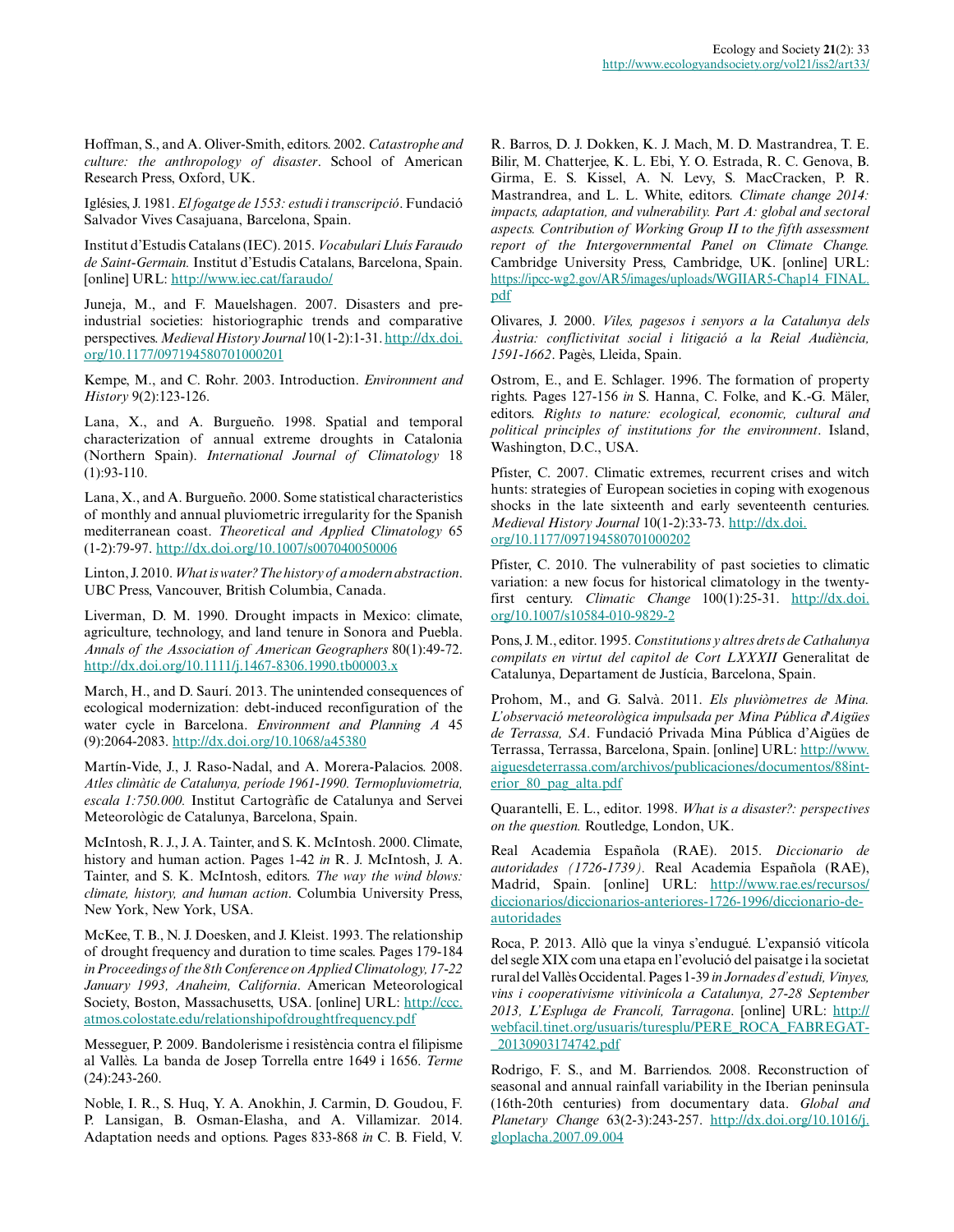Hoffman, S., and A. Oliver-Smith, editors. 2002. *Catastrophe and culture: the anthropology of disaster*. School of American Research Press, Oxford, UK.

Iglésies, J. 1981. *El fogatge de 1553: estudi i transcripció*. Fundació Salvador Vives Casajuana, Barcelona, Spain.

Institut d'Estudis Catalans (IEC). 2015. *Vocabulari Lluís Faraudo de Saint-Germain.* Institut d'Estudis Catalans, Barcelona, Spain. [online] URL: http://www.iec.cat/faraudo/

Juneja, M., and F. Mauelshagen. 2007. Disasters and pre-industrial societies: historiographic trends and comparative perspectives. *Medieval History Journal* 10(1-2):1-31. http://dx.doi.org/10.1177/097194580701000201

Kempe, M., and C. Rohr. 2003. Introduction. *Environment and History* 9(2):123-126.

Lana, X., and A. Burgueño. 1998. Spatial and temporal characterization of annual extreme droughts in Catalonia (Northern Spain). *International Journal of Climatology* 18 (1):93-110.

Lana, X., and A. Burgueño. 2000. Some statistical characteristics of monthly and annual pluviometric irregularity for the Spanish mediterranean coast. *Theoretical and Applied Climatology* 65 (1-2):79-97. http://dx.doi.org/10.1007/s007040050006

Linton, J. 2010. *What is water? The history of a modern abstraction*. UBC Press, Vancouver, British Columbia, Canada.

Liverman, D. M. 1990. Drought impacts in Mexico: climate, agriculture, technology, and land tenure in Sonora and Puebla. *Annals of the Association of American Geographers* 80(1):49-72. http://dx.doi.org/10.1111/j.1467-8306.1990.tb00003.x

March, H., and D. Saurí. 2013. The unintended consequences of ecological modernization: debt-induced reconfiguration of the water cycle in Barcelona. *Environment and Planning A* 45 (9):2064-2083. http://dx.doi.org/10.1068/a45380

Martín-Vide, J., J. Raso-Nadal, and A. Morera-Palacios. 2008. *Atles climàtic de Catalunya, període 1961-1990. Termopluviometria, escala 1:750.000.* Institut Cartogràfic de Catalunya and Servei Meteorològic de Catalunya, Barcelona, Spain.

McIntosh, R. J., J. A. Tainter, and S. K. McIntosh. 2000. Climate, history and human action. Pages 1-42 *in* R. J. McIntosh, J. A. Tainter, and S. K. McIntosh, editors. *The way the wind blows: climate, history, and human action*. Columbia University Press, New York, New York, USA.

McKee, T. B., N. J. Doesken, and J. Kleist. 1993. The relationship of drought frequency and duration to time scales. Pages 179-184 *in Proceedings of the 8th Conference on Applied Climatology, 17-22 January 1993, Anaheim, California*. American Meteorological Society, Boston, Massachusetts, USA. [online] URL: http://ccc.atmos.colostate.edu/relationshipofdroughtfrequency.pdf

Messeguer, P. 2009. Bandolerisme i resistència contra el filipisme al Vallès. La banda de Josep Torrella entre 1649 i 1656. *Terme* (24):243-260.

Noble, I. R., S. Huq, Y. A. Anokhin, J. Carmin, D. Goudou, F. P. Lansigan, B. Osman-Elasha, and A. Villamizar. 2014. Adaptation needs and options. Pages 833-868 *in* C. B. Field, V. R. Barros, D. J. Dokken, K. J. Mach, M. D. Mastrandrea, T. E. Bilir, M. Chatterjee, K. L. Ebi, Y. O. Estrada, R. C. Genova, B. Girma, E. S. Kissel, A. N. Levy, S. MacCracken, P. R. Mastrandrea, and L. L. White, editors. *Climate change 2014: impacts, adaptation, and vulnerability. Part A: global and sectoral aspects. Contribution of Working Group II to the fifth assessment report of the Intergovernmental Panel on Climate Change.* Cambridge University Press, Cambridge, UK. [online] URL: https://ipcc-wg2.gov/AR5/images/uploads/WGIIAR5-Chap14_FINAL.pdf

Olivares, J. 2000. *Viles, pagesos i senyors a la Catalunya dels Àustria: conflictivitat social i litigació a la Reial Audiència, 1591-1662*. Pagès, Lleida, Spain.

Ostrom, E., and E. Schlager. 1996. The formation of property rights. Pages 127-156 *in* S. Hanna, C. Folke, and K.-G. Mäler, editors. *Rights to nature: ecological, economic, cultural and political principles of institutions for the environment*. Island, Washington, D.C., USA.

Pfister, C. 2007. Climatic extremes, recurrent crises and witch hunts: strategies of European societies in coping with exogenous shocks in the late sixteenth and early seventeenth centuries. *Medieval History Journal* 10(1-2):33-73. http://dx.doi.org/10.1177/097194580701000202

Pfister, C. 2010. The vulnerability of past societies to climatic variation: a new focus for historical climatology in the twenty-first century. *Climatic Change* 100(1):25-31. http://dx.doi.org/10.1007/s10584-010-9829-2

Pons, J. M., editor. 1995. *Constitutions y altres drets de Cathalunya compilats en virtut del capitol de Cort LXXXII* Generalitat de Catalunya, Departament de Justícia, Barcelona, Spain.

Prohom, M., and G. Salvà. 2011. *Els pluviòmetres de Mina. L'observació meteorològica impulsada per Mina Pública d'Aigües de Terrassa, SA*. Fundació Privada Mina Pública d'Aigües de Terrassa, Terrassa, Barcelona, Spain. [online] URL: http://www.aiguesdeterrassa.com/archivos/publicaciones/documentos/88interior_80_pag_alta.pdf

Quarantelli, E. L., editor. 1998. *What is a disaster?: perspectives on the question.* Routledge, London, UK.

Real Academia Española (RAE). 2015. *Diccionario de autoridades (1726-1739).* Real Academia Española (RAE), Madrid, Spain. [online] URL: http://www.rae.es/recursos/diccionarios/diccionarios-anteriores-1726-1996/diccionario-de-autoridades

Roca, P. 2013. Allò que la vinya s'endugué. L'expansió vitícola del segle XIX com una etapa en l'evolució del paisatge i la societat rural del Vallès Occidental. Pages 1-39 *in Jornades d'estudi, Vinyes, vins i cooperativisme vitivinícola a Catalunya, 27-28 September 2013, L'Espluga de Francolí, Tarragona*. [online] URL: http://webfacil.tinet.org/usuaris/turesplu/PERE_ROCA_FABREGAT-_20130903174742.pdf

Rodrigo, F. S., and M. Barriendos. 2008. Reconstruction of seasonal and annual rainfall variability in the Iberian peninsula (16th-20th centuries) from documentary data. *Global and Planetary Change* 63(2-3):243-257. http://dx.doi.org/10.1016/j.gloplacha.2007.09.004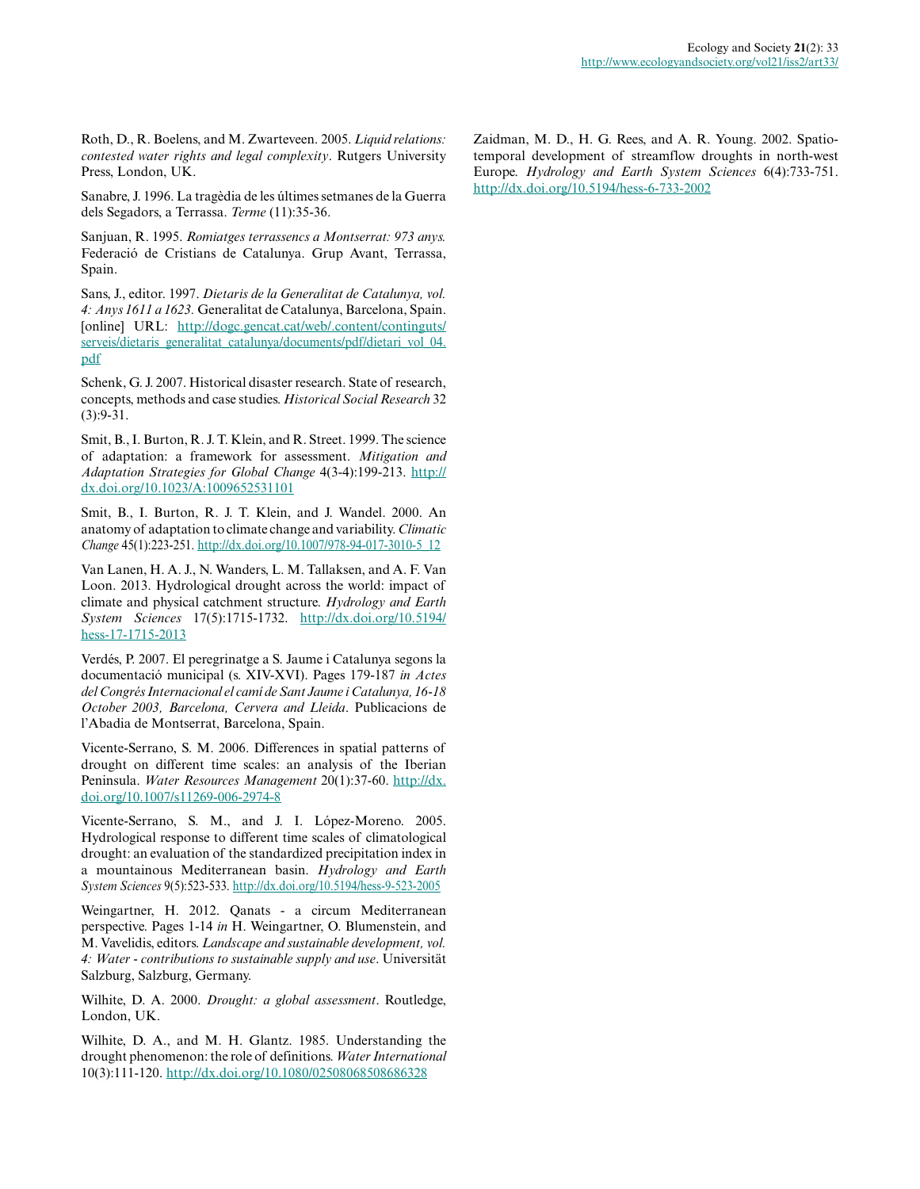Roth, D., R. Boelens, and M. Zwarteveen. 2005. *Liquid relations: contested water rights and legal complexity*. Rutgers University Press, London, UK.

Sanabre, J. 1996. La tragèdia de les últimes setmanes de la Guerra dels Segadors, a Terrassa. *Terme* (11):35-36.

Sanjuan, R. 1995. *Romiatges terrassencs a Montserrat: 973 anys.* Federació de Cristians de Catalunya. Grup Avant, Terrassa, Spain.

Sans, J., editor. 1997. *Dietaris de la Generalitat de Catalunya, vol. 4: Anys 1611 a 1623.* Generalitat de Catalunya, Barcelona, Spain. [online] URL: http://dogc.gencat.cat/web/.content/continguts/serveis/dietaris_generalitat_catalunya/documents/pdf/dietari_vol_04.pdf

Schenk, G. J. 2007. Historical disaster research. State of research, concepts, methods and case studies. *Historical Social Research* 32 (3):9-31.

Smit, B., I. Burton, R. J. T. Klein, and R. Street. 1999. The science of adaptation: a framework for assessment. *Mitigation and Adaptation Strategies for Global Change* 4(3-4):199-213. http://dx.doi.org/10.1023/A:1009652531101

Smit, B., I. Burton, R. J. T. Klein, and J. Wandel. 2000. An anatomy of adaptation to climate change and variability. *Climatic Change* 45(1):223-251. http://dx.doi.org/10.1007/978-94-017-3010-5_12

Van Lanen, H. A. J., N. Wanders, L. M. Tallaksen, and A. F. Van Loon. 2013. Hydrological drought across the world: impact of climate and physical catchment structure. *Hydrology and Earth System Sciences* 17(5):1715-1732. http://dx.doi.org/10.5194/hess-17-1715-2013

Verdés, P. 2007. El peregrinatge a S. Jaume i Catalunya segons la documentació municipal (s. XIV-XVI). Pages 179-187 *in Actes del Congrés Internacional el camí de Sant Jaume i Catalunya, 16-18 October 2003, Barcelona, Cervera and Lleida*. Publicacions de l'Abadia de Montserrat, Barcelona, Spain.

Vicente-Serrano, S. M. 2006. Differences in spatial patterns of drought on different time scales: an analysis of the Iberian Peninsula. *Water Resources Management* 20(1):37-60. http://dx.doi.org/10.1007/s11269-006-2974-8

Vicente-Serrano, S. M., and J. I. López-Moreno. 2005. Hydrological response to different time scales of climatological drought: an evaluation of the standardized precipitation index in a mountainous Mediterranean basin. *Hydrology and Earth System Sciences* 9(5):523-533. http://dx.doi.org/10.5194/hess-9-523-2005

Weingartner, H. 2012. Qanats - a circum Mediterranean perspective. Pages 1-14 *in* H. Weingartner, O. Blumenstein, and M. Vavelidis, editors. *Landscape and sustainable development, vol. 4: Water - contributions to sustainable supply and use*. Universität Salzburg, Salzburg, Germany.

Wilhite, D. A. 2000. *Drought: a global assessment*. Routledge, London, UK.

Wilhite, D. A., and M. H. Glantz. 1985. Understanding the drought phenomenon: the role of definitions. *Water International* 10(3):111-120. http://dx.doi.org/10.1080/02508068508686328

Zaidman, M. D., H. G. Rees, and A. R. Young. 2002. Spatio-temporal development of streamflow droughts in north-west Europe. *Hydrology and Earth System Sciences* 6(4):733-751. http://dx.doi.org/10.5194/hess-6-733-2002